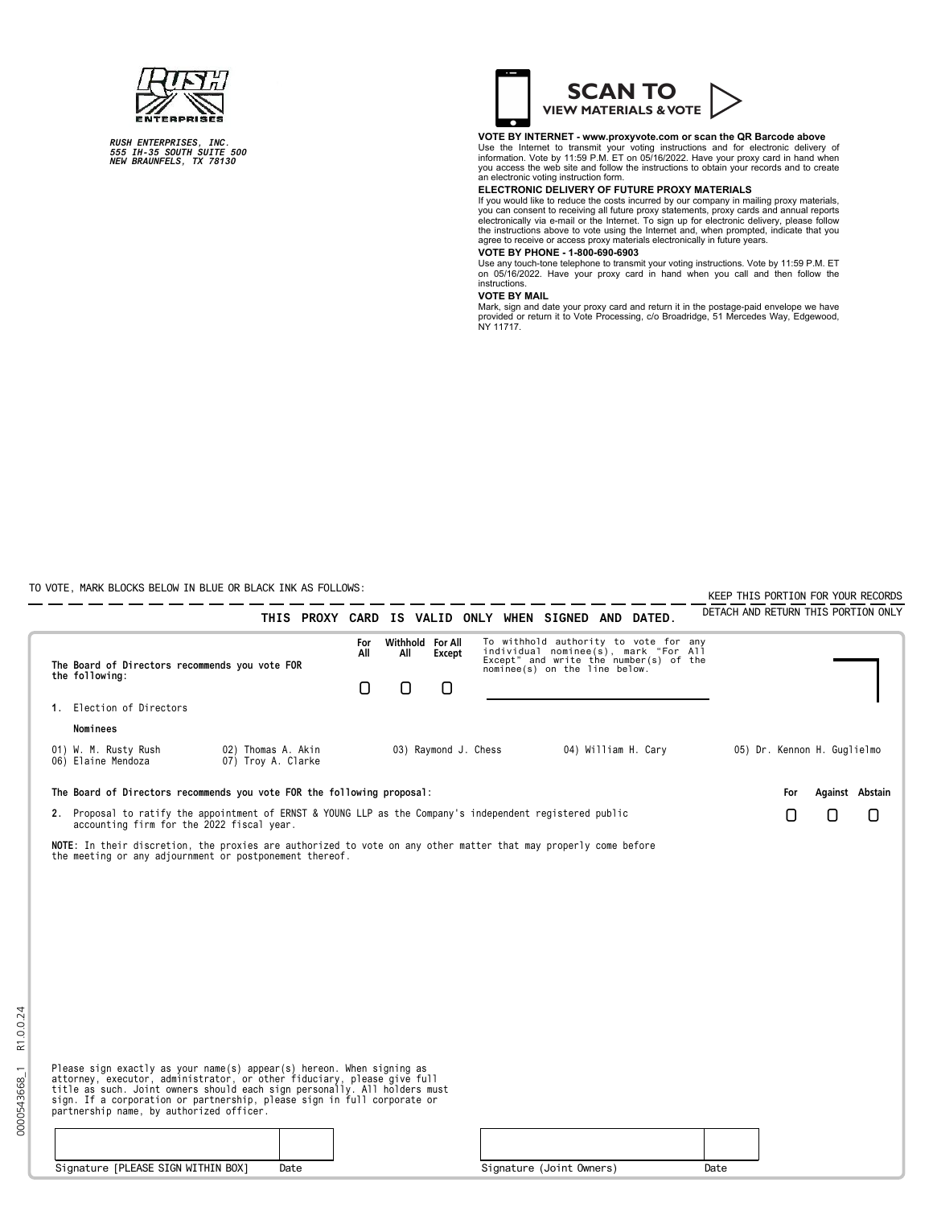RUSH ENTERPRISES, INC.
555 IH-35 SOUTH SUITE 500
NEW BRAUNFELS, TX 78130

**SCAN TO VIEW MATERIALS & VOTE**

**VOTE BY INTERNET - www.proxyvote.com or scan the QR Barcode above**
Use the Internet to transmit your voting instructions and for electronic delivery of information. Vote by 11:59 P.M. ET on 05/16/2022. Have your proxy card in hand when you access the web site and follow the instructions to obtain your records and to create an electronic voting instruction form.

**ELECTRONIC DELIVERY OF FUTURE PROXY MATERIALS**
If you would like to reduce the costs incurred by our company in mailing proxy materials, you can consent to receiving all future proxy statements, proxy cards and annual reports electronically via e-mail or the Internet. To sign up for electronic delivery, please follow the instructions above to vote using the Internet and, when prompted, indicate that you agree to receive or access proxy materials electronically in future years.

**VOTE BY PHONE - 1-800-690-6903**
Use any touch-tone telephone to transmit your voting instructions. Vote by 11:59 P.M. ET on 05/16/2022. Have your proxy card in hand when you call and then follow the instructions.

**VOTE BY MAIL**
Mark, sign and date your proxy card and return it in the postage-paid envelope we have provided or return it to Vote Processing, c/o Broadridge, 51 Mercedes Way, Edgewood, NY 11717.

TO VOTE, MARK BLOCKS BELOW IN BLUE OR BLACK INK AS FOLLOWS:

KEEP THIS PORTION FOR YOUR RECORDS

DETACH AND RETURN THIS PORTION ONLY

**THIS PROXY CARD IS VALID ONLY WHEN SIGNED AND DATED.**

**The Board of Directors recommends you vote FOR the following:**

| | For All | Withhold All | For All Except |
|---|---|---|---|
| **1.** Election of Directors | ☐ | ☐ | ☐ |

To withhold authority to vote for any individual nominee(s), mark "For All Except" and write the number(s) of the nominee(s) on the line below.

**Nominees**

01) W. M. Rusty Rush
02) Thomas A. Akin
03) Raymond J. Chess
04) William H. Cary
05) Dr. Kennon H. Guglielmo
06) Elaine Mendoza
07) Troy A. Clarke

**The Board of Directors recommends you vote FOR the following proposal:**

| | For | Against | Abstain |
|---|---|---|---|
| **2.** Proposal to ratify the appointment of ERNST & YOUNG LLP as the Company's independent registered public accounting firm for the 2022 fiscal year. | ☐ | ☐ | ☐ |

**NOTE:** In their discretion, the proxies are authorized to vote on any other matter that may properly come before the meeting or any adjournment or postponement thereof.

Please sign exactly as your name(s) appear(s) hereon. When signing as attorney, executor, administrator, or other fiduciary, please give full title as such. Joint owners should each sign personally. All holders must sign. If a corporation or partnership, please sign in full corporate or partnership name, by authorized officer.

| Signature [PLEASE SIGN WITHIN BOX] | Date | | Signature (Joint Owners) | Date |
|---|---|---|---|---|
| | | | | |

0000543668_1 R1.0.0.24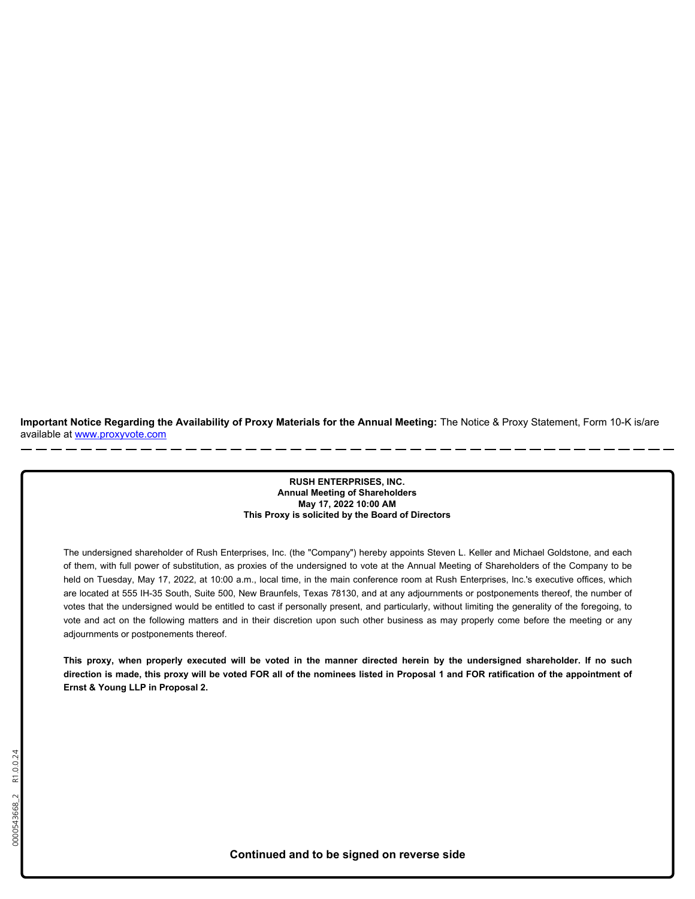**Important Notice Regarding the Availability of Proxy Materials for the Annual Meeting:** The Notice & Proxy Statement, Form 10-K is/are available at www.proxyvote.com

**RUSH ENTERPRISES, INC.**
**Annual Meeting of Shareholders**
**May 17, 2022 10:00 AM**
**This Proxy is solicited by the Board of Directors**

The undersigned shareholder of Rush Enterprises, Inc. (the "Company") hereby appoints Steven L. Keller and Michael Goldstone, and each of them, with full power of substitution, as proxies of the undersigned to vote at the Annual Meeting of Shareholders of the Company to be held on Tuesday, May 17, 2022, at 10:00 a.m., local time, in the main conference room at Rush Enterprises, Inc.'s executive offices, which are located at 555 IH-35 South, Suite 500, New Braunfels, Texas 78130, and at any adjournments or postponements thereof, the number of votes that the undersigned would be entitled to cast if personally present, and particularly, without limiting the generality of the foregoing, to vote and act on the following matters and in their discretion upon such other business as may properly come before the meeting or any adjournments or postponements thereof.

**This proxy, when properly executed will be voted in the manner directed herein by the undersigned shareholder. If no such direction is made, this proxy will be voted FOR all of the nominees listed in Proposal 1 and FOR ratification of the appointment of Ernst & Young LLP in Proposal 2.**

0000543668_2 R1.0.0.24

**Continued and to be signed on reverse side**